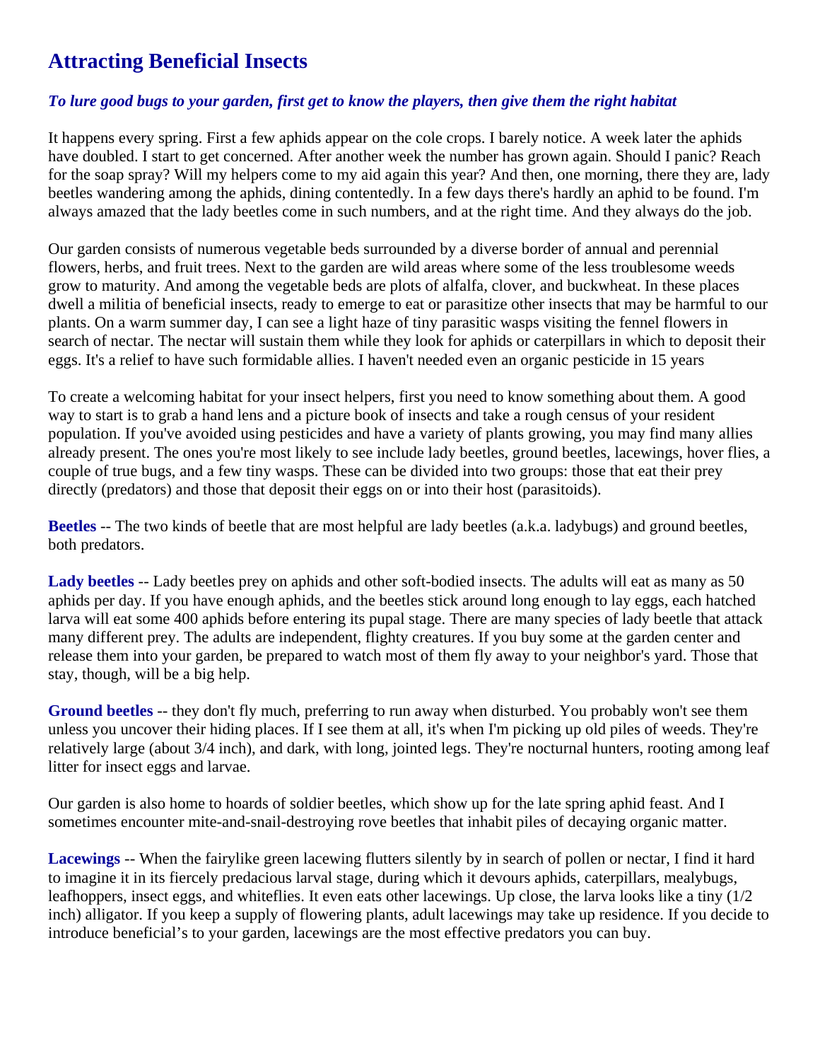# Attracting Beneficial Insects

***To lure good bugs to your garden, first get to know the players, then give them the right habitat***

It happens every spring. First a few aphids appear on the cole crops. I barely notice. A week later the aphids have doubled. I start to get concerned. After another week the number has grown again. Should I panic? Reach for the soap spray? Will my helpers come to my aid again this year? And then, one morning, there they are, lady beetles wandering among the aphids, dining contentedly. In a few days there's hardly an aphid to be found. I'm always amazed that the lady beetles come in such numbers, and at the right time. And they always do the job.

Our garden consists of numerous vegetable beds surrounded by a diverse border of annual and perennial flowers, herbs, and fruit trees. Next to the garden are wild areas where some of the less troublesome weeds grow to maturity. And among the vegetable beds are plots of alfalfa, clover, and buckwheat. In these places dwell a militia of beneficial insects, ready to emerge to eat or parasitize other insects that may be harmful to our plants. On a warm summer day, I can see a light haze of tiny parasitic wasps visiting the fennel flowers in search of nectar. The nectar will sustain them while they look for aphids or caterpillars in which to deposit their eggs. It's a relief to have such formidable allies. I haven't needed even an organic pesticide in 15 years

To create a welcoming habitat for your insect helpers, first you need to know something about them. A good way to start is to grab a hand lens and a picture book of insects and take a rough census of your resident population. If you've avoided using pesticides and have a variety of plants growing, you may find many allies already present. The ones you're most likely to see include lady beetles, ground beetles, lacewings, hover flies, a couple of true bugs, and a few tiny wasps. These can be divided into two groups: those that eat their prey directly (predators) and those that deposit their eggs on or into their host (parasitoids).

**Beetles** -- The two kinds of beetle that are most helpful are lady beetles (a.k.a. ladybugs) and ground beetles, both predators.

**Lady beetles** -- Lady beetles prey on aphids and other soft-bodied insects. The adults will eat as many as 50 aphids per day. If you have enough aphids, and the beetles stick around long enough to lay eggs, each hatched larva will eat some 400 aphids before entering its pupal stage. There are many species of lady beetle that attack many different prey. The adults are independent, flighty creatures. If you buy some at the garden center and release them into your garden, be prepared to watch most of them fly away to your neighbor's yard. Those that stay, though, will be a big help.

**Ground beetles** -- they don't fly much, preferring to run away when disturbed. You probably won't see them unless you uncover their hiding places. If I see them at all, it's when I'm picking up old piles of weeds. They're relatively large (about 3/4 inch), and dark, with long, jointed legs. They're nocturnal hunters, rooting among leaf litter for insect eggs and larvae.

Our garden is also home to hoards of soldier beetles, which show up for the late spring aphid feast. And I sometimes encounter mite-and-snail-destroying rove beetles that inhabit piles of decaying organic matter.

**Lacewings** -- When the fairylike green lacewing flutters silently by in search of pollen or nectar, I find it hard to imagine it in its fiercely predacious larval stage, during which it devours aphids, caterpillars, mealybugs, leafhoppers, insect eggs, and whiteflies. It even eats other lacewings. Up close, the larva looks like a tiny (1/2 inch) alligator. If you keep a supply of flowering plants, adult lacewings may take up residence. If you decide to introduce beneficial's to your garden, lacewings are the most effective predators you can buy.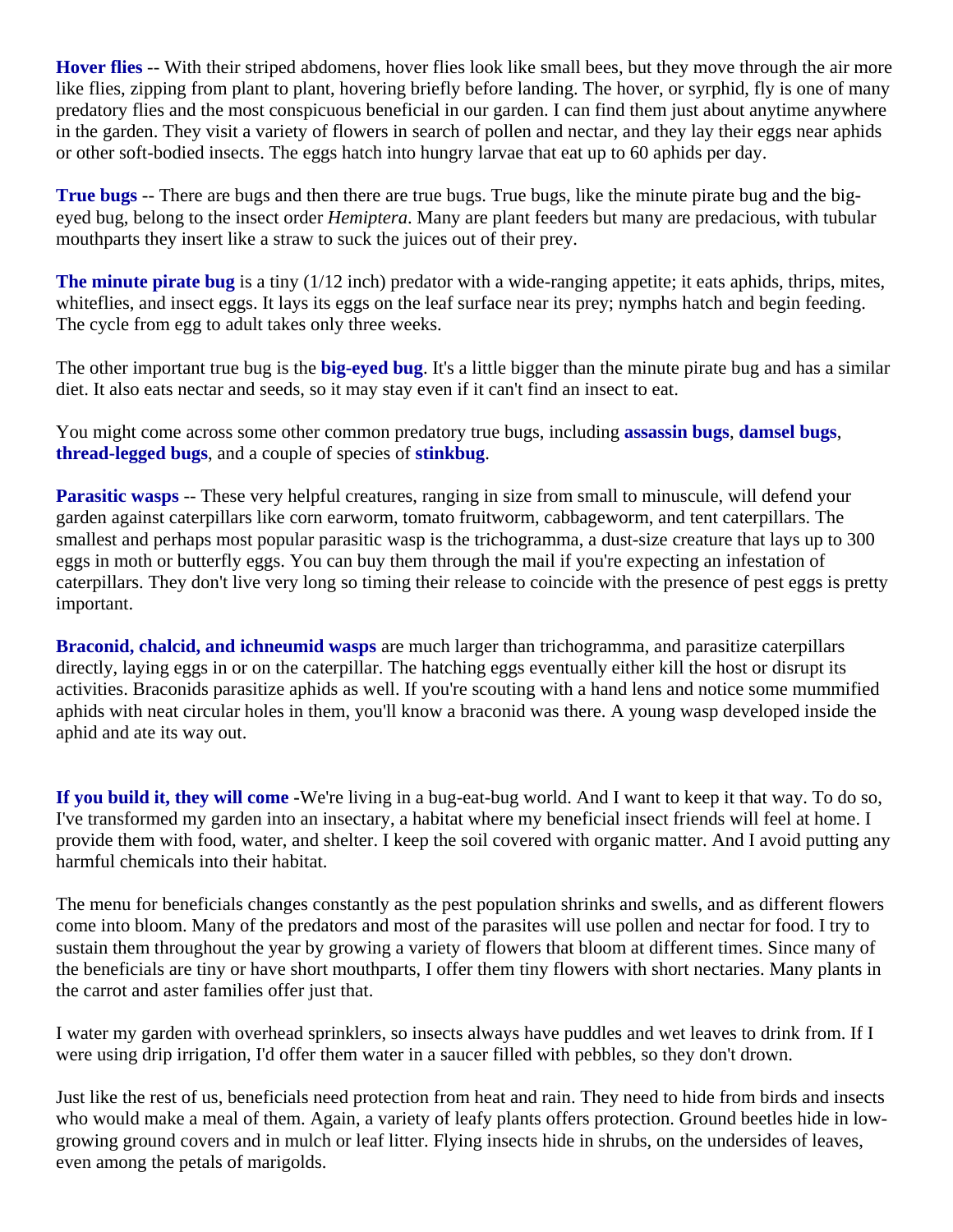**Hover flies** -- With their striped abdomens, hover flies look like small bees, but they move through the air more like flies, zipping from plant to plant, hovering briefly before landing. The hover, or syrphid, fly is one of many predatory flies and the most conspicuous beneficial in our garden. I can find them just about anytime anywhere in the garden. They visit a variety of flowers in search of pollen and nectar, and they lay their eggs near aphids or other soft-bodied insects. The eggs hatch into hungry larvae that eat up to 60 aphids per day.

**True bugs** -- There are bugs and then there are true bugs. True bugs, like the minute pirate bug and the big-eyed bug, belong to the insect order *Hemiptera*. Many are plant feeders but many are predacious, with tubular mouthparts they insert like a straw to suck the juices out of their prey.

**The minute pirate bug** is a tiny (1/12 inch) predator with a wide-ranging appetite; it eats aphids, thrips, mites, whiteflies, and insect eggs. It lays its eggs on the leaf surface near its prey; nymphs hatch and begin feeding. The cycle from egg to adult takes only three weeks.

The other important true bug is the **big-eyed bug**. It's a little bigger than the minute pirate bug and has a similar diet. It also eats nectar and seeds, so it may stay even if it can't find an insect to eat.

You might come across some other common predatory true bugs, including **assassin bugs**, **damsel bugs**, **thread-legged bugs**, and a couple of species of **stinkbug**.

**Parasitic wasps** -- These very helpful creatures, ranging in size from small to minuscule, will defend your garden against caterpillars like corn earworm, tomato fruitworm, cabbageworm, and tent caterpillars. The smallest and perhaps most popular parasitic wasp is the trichogramma, a dust-size creature that lays up to 300 eggs in moth or butterfly eggs. You can buy them through the mail if you're expecting an infestation of caterpillars. They don't live very long so timing their release to coincide with the presence of pest eggs is pretty important.

**Braconid, chalcid, and ichneumid wasps** are much larger than trichogramma, and parasitize caterpillars directly, laying eggs in or on the caterpillar. The hatching eggs eventually either kill the host or disrupt its activities. Braconids parasitize aphids as well. If you're scouting with a hand lens and notice some mummified aphids with neat circular holes in them, you'll know a braconid was there. A young wasp developed inside the aphid and ate its way out.

**If you build it, they will come** -We're living in a bug-eat-bug world. And I want to keep it that way. To do so, I've transformed my garden into an insectary, a habitat where my beneficial insect friends will feel at home. I provide them with food, water, and shelter. I keep the soil covered with organic matter. And I avoid putting any harmful chemicals into their habitat.

The menu for beneficials changes constantly as the pest population shrinks and swells, and as different flowers come into bloom. Many of the predators and most of the parasites will use pollen and nectar for food. I try to sustain them throughout the year by growing a variety of flowers that bloom at different times. Since many of the beneficials are tiny or have short mouthparts, I offer them tiny flowers with short nectaries. Many plants in the carrot and aster families offer just that.

I water my garden with overhead sprinklers, so insects always have puddles and wet leaves to drink from. If I were using drip irrigation, I'd offer them water in a saucer filled with pebbles, so they don't drown.

Just like the rest of us, beneficials need protection from heat and rain. They need to hide from birds and insects who would make a meal of them. Again, a variety of leafy plants offers protection. Ground beetles hide in low-growing ground covers and in mulch or leaf litter. Flying insects hide in shrubs, on the undersides of leaves, even among the petals of marigolds.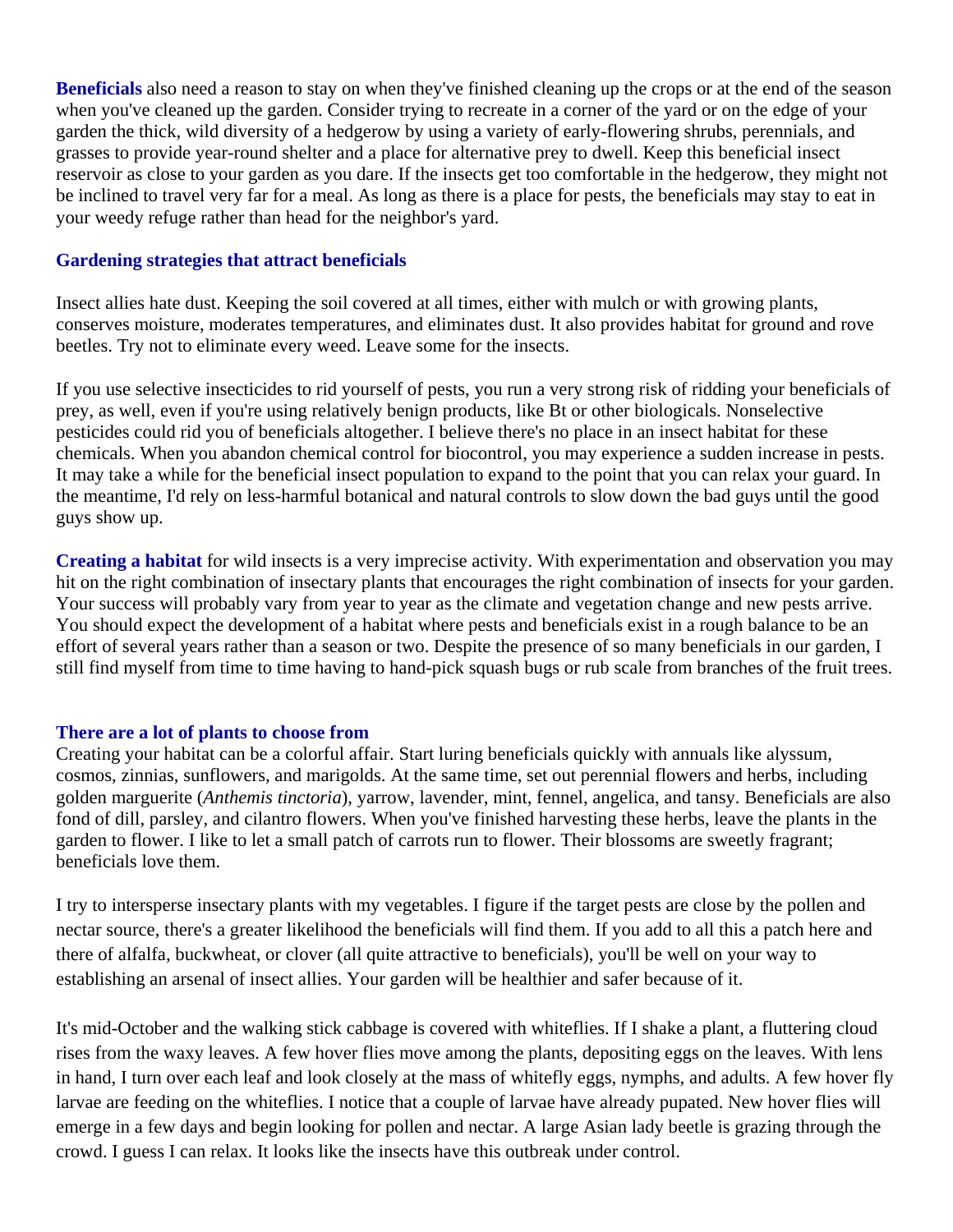**Beneficials** also need a reason to stay on when they've finished cleaning up the crops or at the end of the season when you've cleaned up the garden. Consider trying to recreate in a corner of the yard or on the edge of your garden the thick, wild diversity of a hedgerow by using a variety of early-flowering shrubs, perennials, and grasses to provide year-round shelter and a place for alternative prey to dwell. Keep this beneficial insect reservoir as close to your garden as you dare. If the insects get too comfortable in the hedgerow, they might not be inclined to travel very far for a meal. As long as there is a place for pests, the beneficials may stay to eat in your weedy refuge rather than head for the neighbor's yard.

### Gardening strategies that attract beneficials

Insect allies hate dust. Keeping the soil covered at all times, either with mulch or with growing plants, conserves moisture, moderates temperatures, and eliminates dust. It also provides habitat for ground and rove beetles. Try not to eliminate every weed. Leave some for the insects.

If you use selective insecticides to rid yourself of pests, you run a very strong risk of ridding your beneficials of prey, as well, even if you're using relatively benign products, like Bt or other biologicals. Nonselective pesticides could rid you of beneficials altogether. I believe there's no place in an insect habitat for these chemicals. When you abandon chemical control for biocontrol, you may experience a sudden increase in pests. It may take a while for the beneficial insect population to expand to the point that you can relax your guard. In the meantime, I'd rely on less-harmful botanical and natural controls to slow down the bad guys until the good guys show up.

**Creating a habitat** for wild insects is a very imprecise activity. With experimentation and observation you may hit on the right combination of insectary plants that encourages the right combination of insects for your garden. Your success will probably vary from year to year as the climate and vegetation change and new pests arrive. You should expect the development of a habitat where pests and beneficials exist in a rough balance to be an effort of several years rather than a season or two. Despite the presence of so many beneficials in our garden, I still find myself from time to time having to hand-pick squash bugs or rub scale from branches of the fruit trees.

### There are a lot of plants to choose from

Creating your habitat can be a colorful affair. Start luring beneficials quickly with annuals like alyssum, cosmos, zinnias, sunflowers, and marigolds. At the same time, set out perennial flowers and herbs, including golden marguerite (*Anthemis tinctoria*), yarrow, lavender, mint, fennel, angelica, and tansy. Beneficials are also fond of dill, parsley, and cilantro flowers. When you've finished harvesting these herbs, leave the plants in the garden to flower. I like to let a small patch of carrots run to flower. Their blossoms are sweetly fragrant; beneficials love them.

I try to intersperse insectary plants with my vegetables. I figure if the target pests are close by the pollen and nectar source, there's a greater likelihood the beneficials will find them. If you add to all this a patch here and there of alfalfa, buckwheat, or clover (all quite attractive to beneficials), you'll be well on your way to establishing an arsenal of insect allies. Your garden will be healthier and safer because of it.

It's mid-October and the walking stick cabbage is covered with whiteflies. If I shake a plant, a fluttering cloud rises from the waxy leaves. A few hover flies move among the plants, depositing eggs on the leaves. With lens in hand, I turn over each leaf and look closely at the mass of whitefly eggs, nymphs, and adults. A few hover fly larvae are feeding on the whiteflies. I notice that a couple of larvae have already pupated. New hover flies will emerge in a few days and begin looking for pollen and nectar. A large Asian lady beetle is grazing through the crowd. I guess I can relax. It looks like the insects have this outbreak under control.